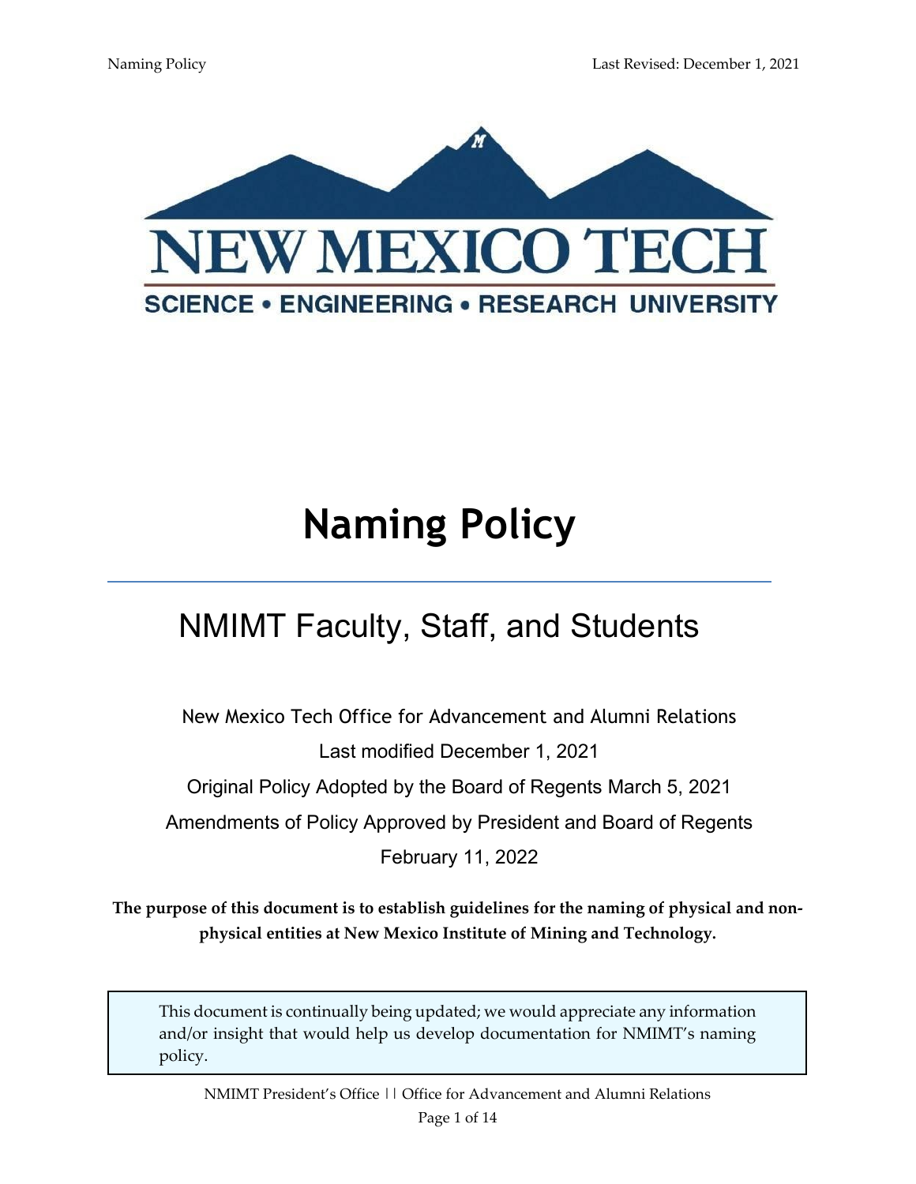# Naming Policy

## NMIMT Faculty, Staff, and Students

New Mexico Tech Office for Advancement and Alumni Relations

Last modified December 1, 2021

Original Policy Adopted by the Board of Regents March 5, 2021

Amendments of Policy Approved by President and Board of Regents

February 11, 2022

**The purpose of this document is to establish guidelines for the naming of physical and non-physical entities at New Mexico Institute of Mining and Technology.**

> This document is continually being updated; we would appreciate any information and/or insight that would help us develop documentation for NMIMT's naming policy.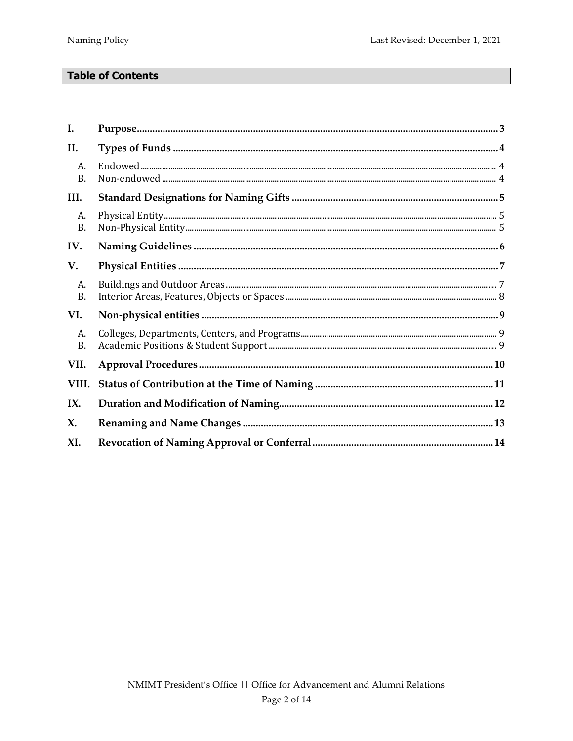## Table of Contents

| | | |
|---|---|---|
| **I.** | **Purpose** | **3** |
| **II.** | **Types of Funds** | **4** |
| A. | Endowed | 4 |
| B. | Non-endowed | 4 |
| **III.** | **Standard Designations for Naming Gifts** | **5** |
| A. | Physical Entity | 5 |
| B. | Non-Physical Entity | 5 |
| **IV.** | **Naming Guidelines** | **6** |
| **V.** | **Physical Entities** | **7** |
| A. | Buildings and Outdoor Areas | 7 |
| B. | Interior Areas, Features, Objects or Spaces | 8 |
| **VI.** | **Non-physical entities** | **9** |
| A. | Colleges, Departments, Centers, and Programs | 9 |
| B. | Academic Positions & Student Support | 9 |
| **VII.** | **Approval Procedures** | **10** |
| **VIII.** | **Status of Contribution at the Time of Naming** | **11** |
| **IX.** | **Duration and Modification of Naming** | **12** |
| **X.** | **Renaming and Name Changes** | **13** |
| **XI.** | **Revocation of Naming Approval or Conferral** | **14** |

NMIMT President's Office || Office for Advancement and Alumni Relations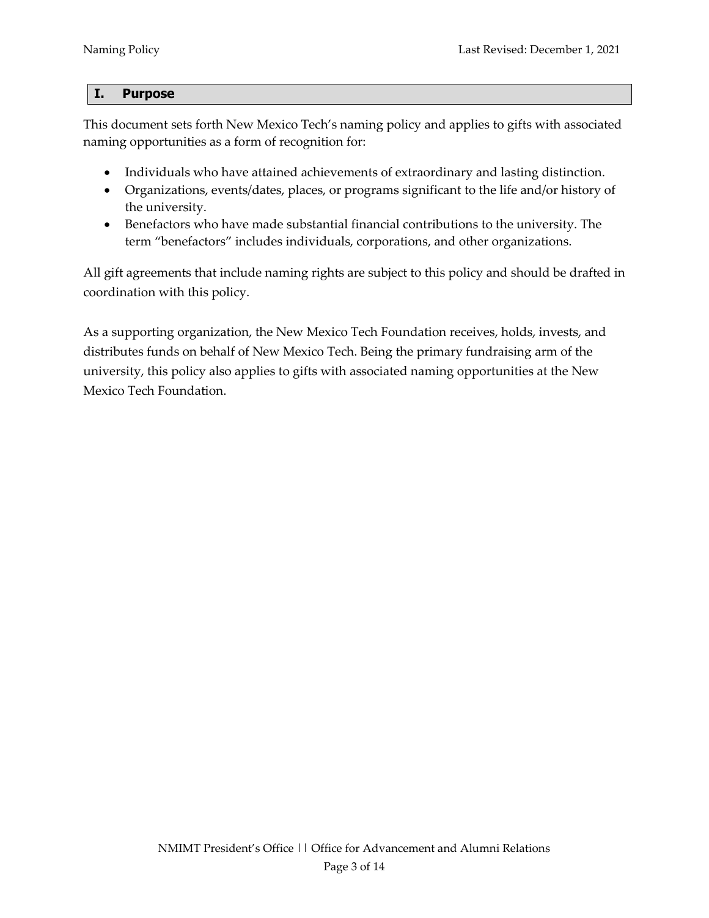## I. Purpose

This document sets forth New Mexico Tech's naming policy and applies to gifts with associated naming opportunities as a form of recognition for:

- Individuals who have attained achievements of extraordinary and lasting distinction.
- Organizations, events/dates, places, or programs significant to the life and/or history of the university.
- Benefactors who have made substantial financial contributions to the university. The term "benefactors" includes individuals, corporations, and other organizations.

All gift agreements that include naming rights are subject to this policy and should be drafted in coordination with this policy.

As a supporting organization, the New Mexico Tech Foundation receives, holds, invests, and distributes funds on behalf of New Mexico Tech. Being the primary fundraising arm of the university, this policy also applies to gifts with associated naming opportunities at the New Mexico Tech Foundation.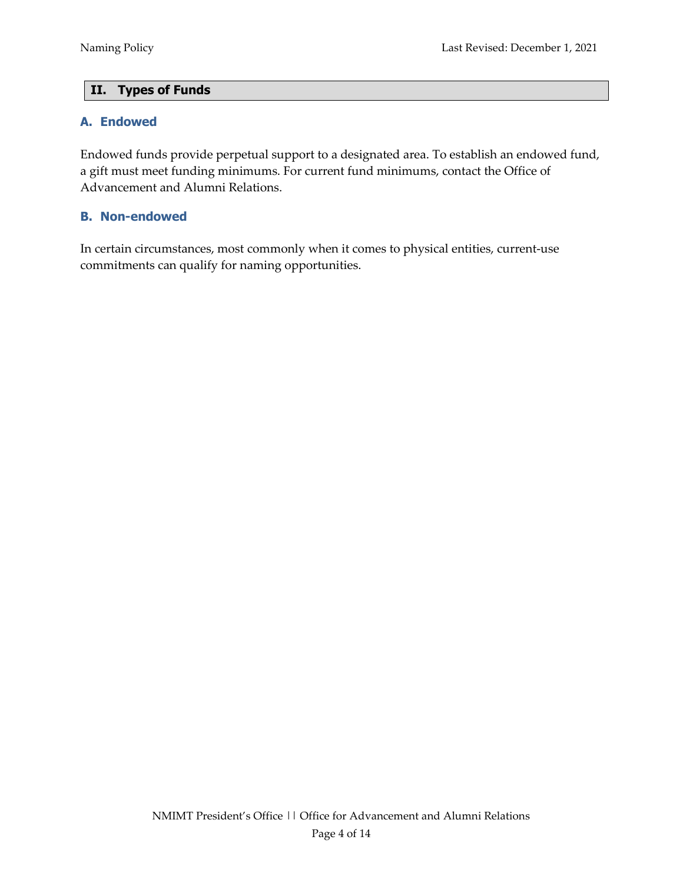## II. Types of Funds

### A. Endowed

Endowed funds provide perpetual support to a designated area. To establish an endowed fund, a gift must meet funding minimums. For current fund minimums, contact the Office of Advancement and Alumni Relations.

### B. Non-endowed

In certain circumstances, most commonly when it comes to physical entities, current-use commitments can qualify for naming opportunities.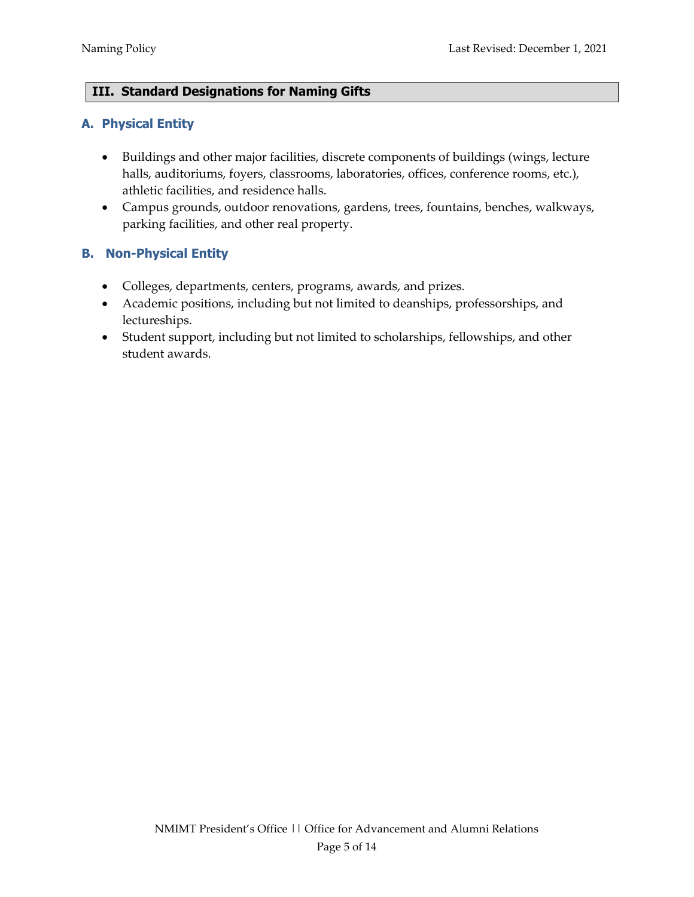## III. Standard Designations for Naming Gifts

### A. Physical Entity

- Buildings and other major facilities, discrete components of buildings (wings, lecture halls, auditoriums, foyers, classrooms, laboratories, offices, conference rooms, etc.), athletic facilities, and residence halls.
- Campus grounds, outdoor renovations, gardens, trees, fountains, benches, walkways, parking facilities, and other real property.

### B. Non-Physical Entity

- Colleges, departments, centers, programs, awards, and prizes.
- Academic positions, including but not limited to deanships, professorships, and lectureships.
- Student support, including but not limited to scholarships, fellowships, and other student awards.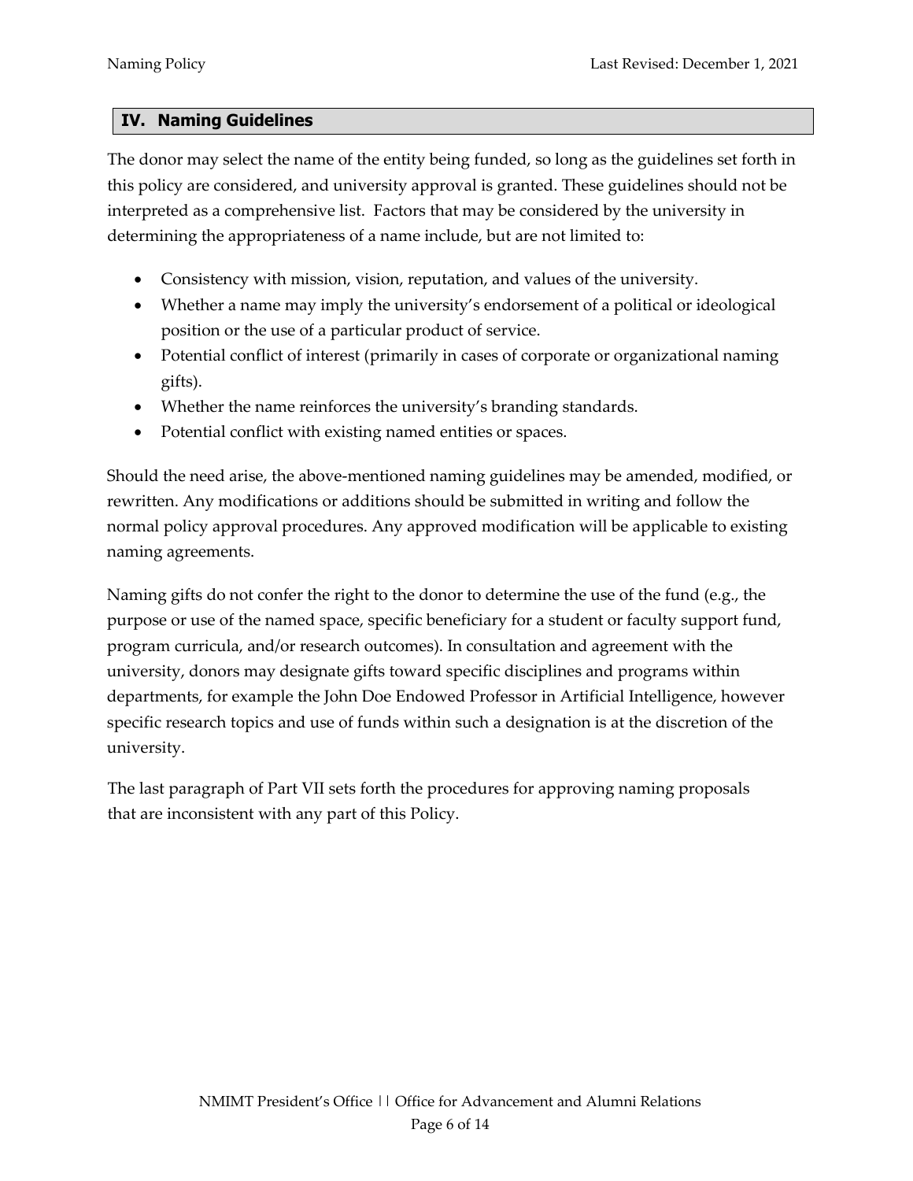## IV. Naming Guidelines

The donor may select the name of the entity being funded, so long as the guidelines set forth in this policy are considered, and university approval is granted. These guidelines should not be interpreted as a comprehensive list. Factors that may be considered by the university in determining the appropriateness of a name include, but are not limited to:

- Consistency with mission, vision, reputation, and values of the university.
- Whether a name may imply the university's endorsement of a political or ideological position or the use of a particular product of service.
- Potential conflict of interest (primarily in cases of corporate or organizational naming gifts).
- Whether the name reinforces the university's branding standards.
- Potential conflict with existing named entities or spaces.

Should the need arise, the above-mentioned naming guidelines may be amended, modified, or rewritten. Any modifications or additions should be submitted in writing and follow the normal policy approval procedures. Any approved modification will be applicable to existing naming agreements.

Naming gifts do not confer the right to the donor to determine the use of the fund (e.g., the purpose or use of the named space, specific beneficiary for a student or faculty support fund, program curricula, and/or research outcomes). In consultation and agreement with the university, donors may designate gifts toward specific disciplines and programs within departments, for example the John Doe Endowed Professor in Artificial Intelligence, however specific research topics and use of funds within such a designation is at the discretion of the university.

The last paragraph of Part VII sets forth the procedures for approving naming proposals that are inconsistent with any part of this Policy.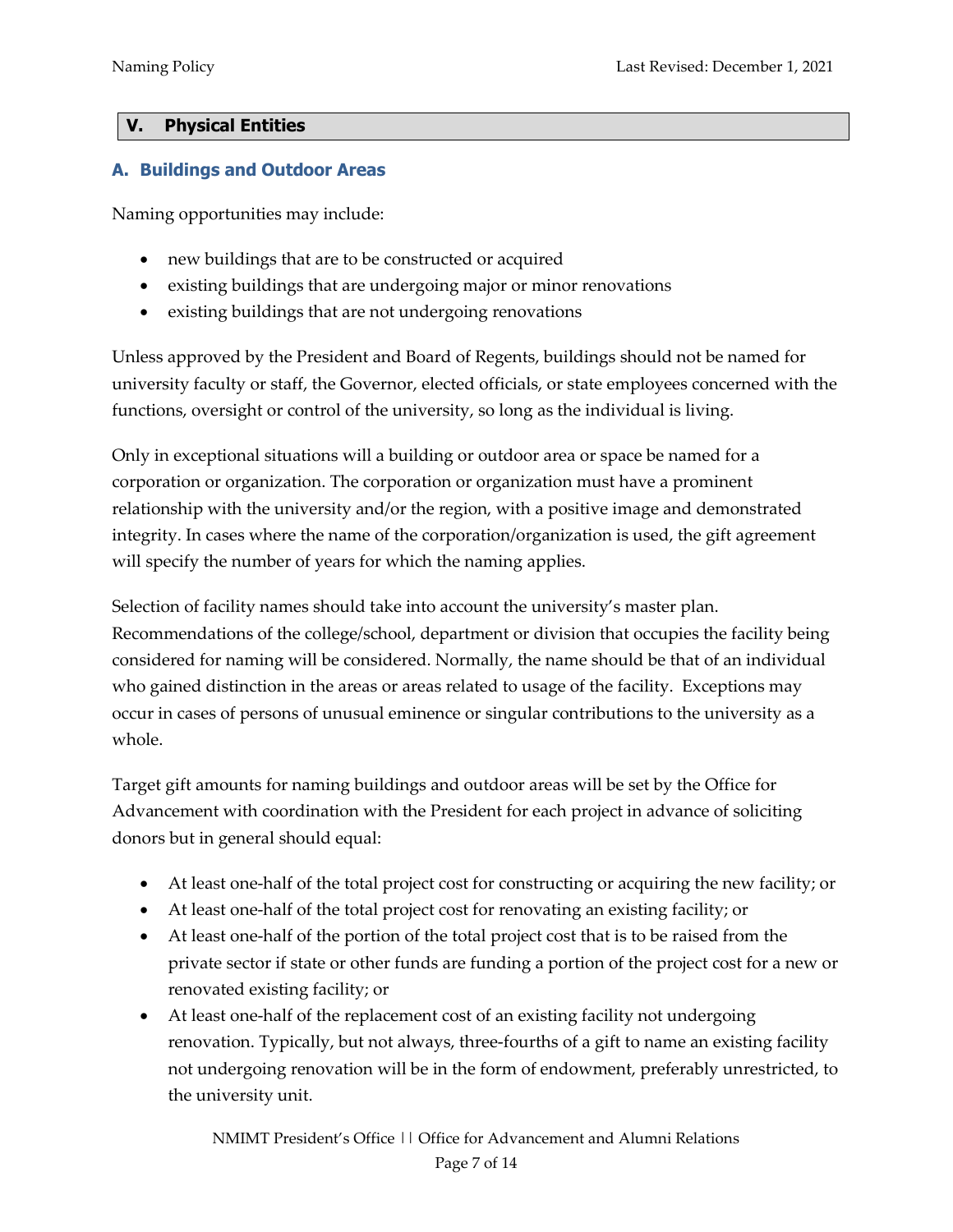## V. Physical Entities

### A. Buildings and Outdoor Areas

Naming opportunities may include:

- new buildings that are to be constructed or acquired
- existing buildings that are undergoing major or minor renovations
- existing buildings that are not undergoing renovations

Unless approved by the President and Board of Regents, buildings should not be named for university faculty or staff, the Governor, elected officials, or state employees concerned with the functions, oversight or control of the university, so long as the individual is living.

Only in exceptional situations will a building or outdoor area or space be named for a corporation or organization. The corporation or organization must have a prominent relationship with the university and/or the region, with a positive image and demonstrated integrity. In cases where the name of the corporation/organization is used, the gift agreement will specify the number of years for which the naming applies.

Selection of facility names should take into account the university's master plan. Recommendations of the college/school, department or division that occupies the facility being considered for naming will be considered. Normally, the name should be that of an individual who gained distinction in the areas or areas related to usage of the facility. Exceptions may occur in cases of persons of unusual eminence or singular contributions to the university as a whole.

Target gift amounts for naming buildings and outdoor areas will be set by the Office for Advancement with coordination with the President for each project in advance of soliciting donors but in general should equal:

- At least one-half of the total project cost for constructing or acquiring the new facility; or
- At least one-half of the total project cost for renovating an existing facility; or
- At least one-half of the portion of the total project cost that is to be raised from the private sector if state or other funds are funding a portion of the project cost for a new or renovated existing facility; or
- At least one-half of the replacement cost of an existing facility not undergoing renovation. Typically, but not always, three-fourths of a gift to name an existing facility not undergoing renovation will be in the form of endowment, preferably unrestricted, to the university unit.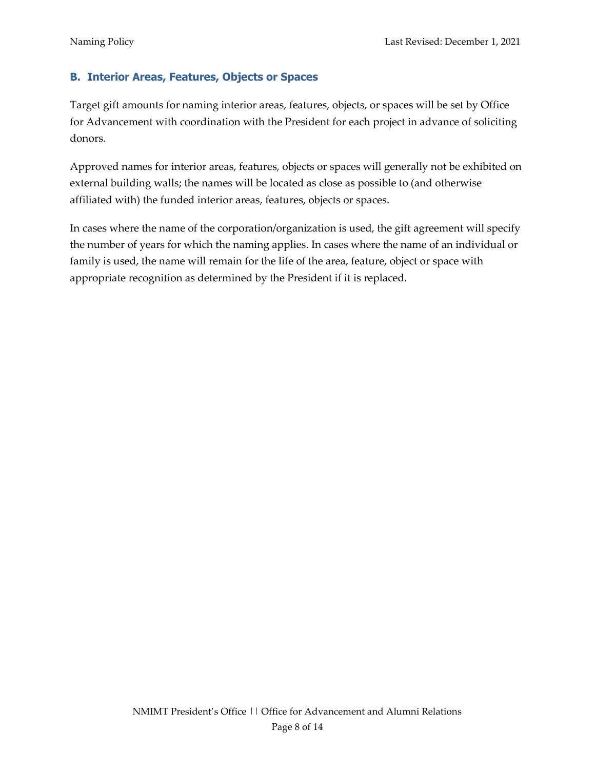## B. Interior Areas, Features, Objects or Spaces

Target gift amounts for naming interior areas, features, objects, or spaces will be set by Office for Advancement with coordination with the President for each project in advance of soliciting donors.

Approved names for interior areas, features, objects or spaces will generally not be exhibited on external building walls; the names will be located as close as possible to (and otherwise affiliated with) the funded interior areas, features, objects or spaces.

In cases where the name of the corporation/organization is used, the gift agreement will specify the number of years for which the naming applies. In cases where the name of an individual or family is used, the name will remain for the life of the area, feature, object or space with appropriate recognition as determined by the President if it is replaced.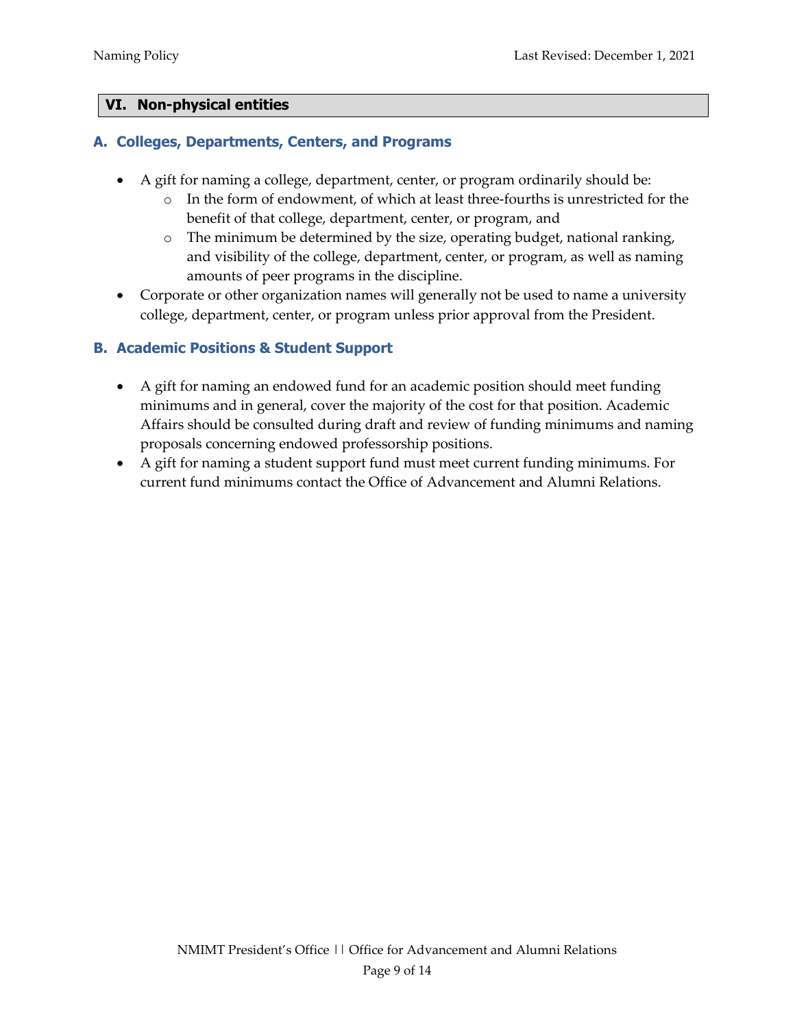## VI. Non-physical entities

### A. Colleges, Departments, Centers, and Programs

- A gift for naming a college, department, center, or program ordinarily should be:
  - In the form of endowment, of which at least three-fourths is unrestricted for the benefit of that college, department, center, or program, and
  - The minimum be determined by the size, operating budget, national ranking, and visibility of the college, department, center, or program, as well as naming amounts of peer programs in the discipline.
- Corporate or other organization names will generally not be used to name a university college, department, center, or program unless prior approval from the President.

### B. Academic Positions & Student Support

- A gift for naming an endowed fund for an academic position should meet funding minimums and in general, cover the majority of the cost for that position. Academic Affairs should be consulted during draft and review of funding minimums and naming proposals concerning endowed professorship positions.
- A gift for naming a student support fund must meet current funding minimums. For current fund minimums contact the Office of Advancement and Alumni Relations.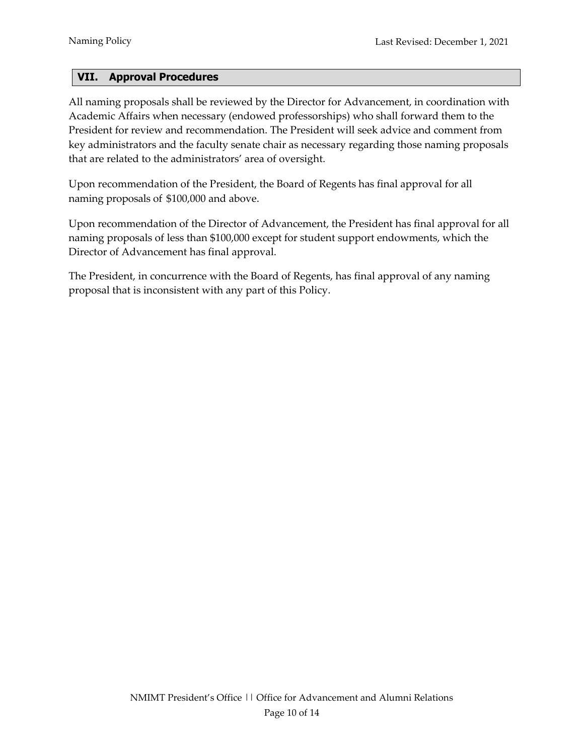## VII. Approval Procedures

All naming proposals shall be reviewed by the Director for Advancement, in coordination with Academic Affairs when necessary (endowed professorships) who shall forward them to the President for review and recommendation. The President will seek advice and comment from key administrators and the faculty senate chair as necessary regarding those naming proposals that are related to the administrators' area of oversight.

Upon recommendation of the President, the Board of Regents has final approval for all naming proposals of $100,000 and above.

Upon recommendation of the Director of Advancement, the President has final approval for all naming proposals of less than $100,000 except for student support endowments, which the Director of Advancement has final approval.

The President, in concurrence with the Board of Regents, has final approval of any naming proposal that is inconsistent with any part of this Policy.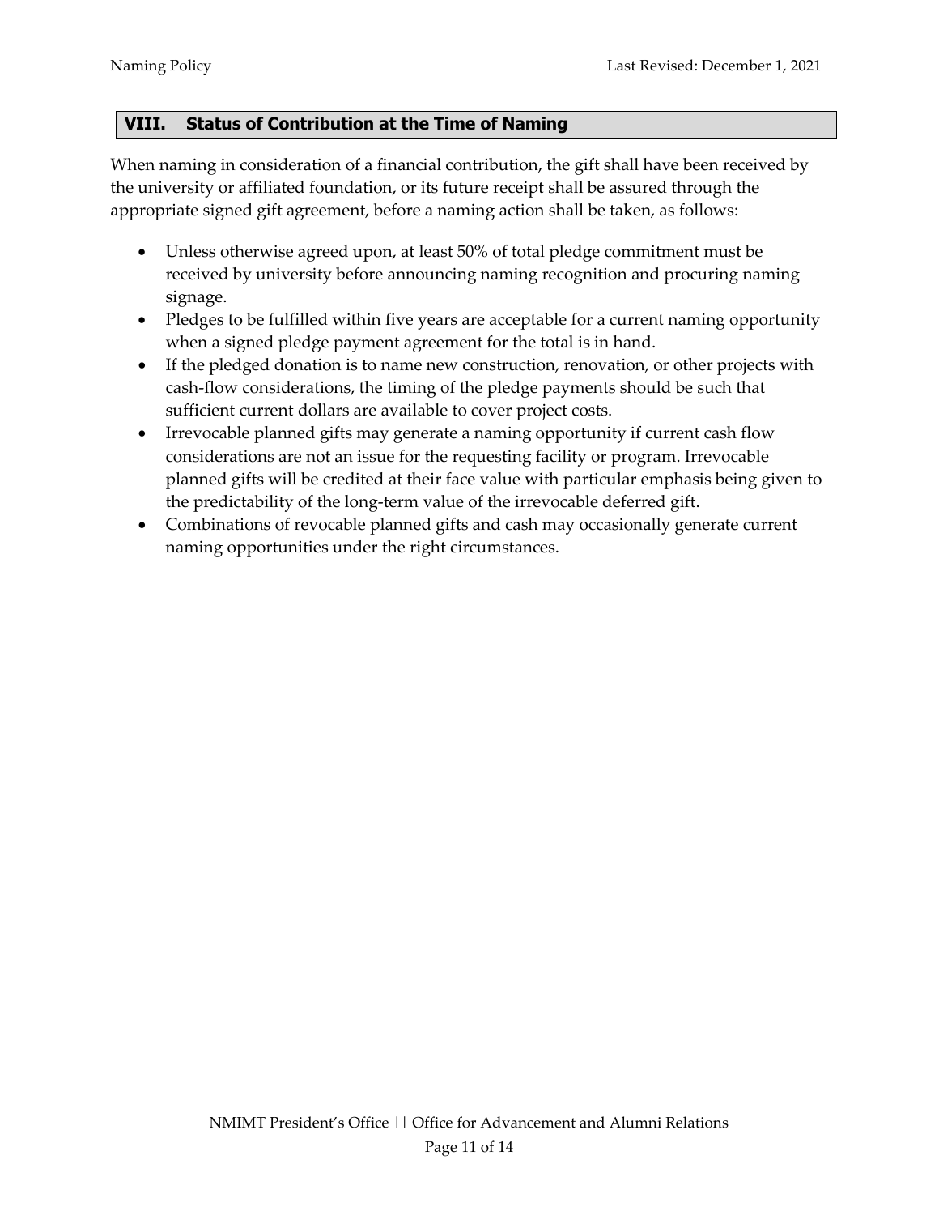## VIII. Status of Contribution at the Time of Naming

When naming in consideration of a financial contribution, the gift shall have been received by the university or affiliated foundation, or its future receipt shall be assured through the appropriate signed gift agreement, before a naming action shall be taken, as follows:

- Unless otherwise agreed upon, at least 50% of total pledge commitment must be received by university before announcing naming recognition and procuring naming signage.
- Pledges to be fulfilled within five years are acceptable for a current naming opportunity when a signed pledge payment agreement for the total is in hand.
- If the pledged donation is to name new construction, renovation, or other projects with cash-flow considerations, the timing of the pledge payments should be such that sufficient current dollars are available to cover project costs.
- Irrevocable planned gifts may generate a naming opportunity if current cash flow considerations are not an issue for the requesting facility or program. Irrevocable planned gifts will be credited at their face value with particular emphasis being given to the predictability of the long-term value of the irrevocable deferred gift.
- Combinations of revocable planned gifts and cash may occasionally generate current naming opportunities under the right circumstances.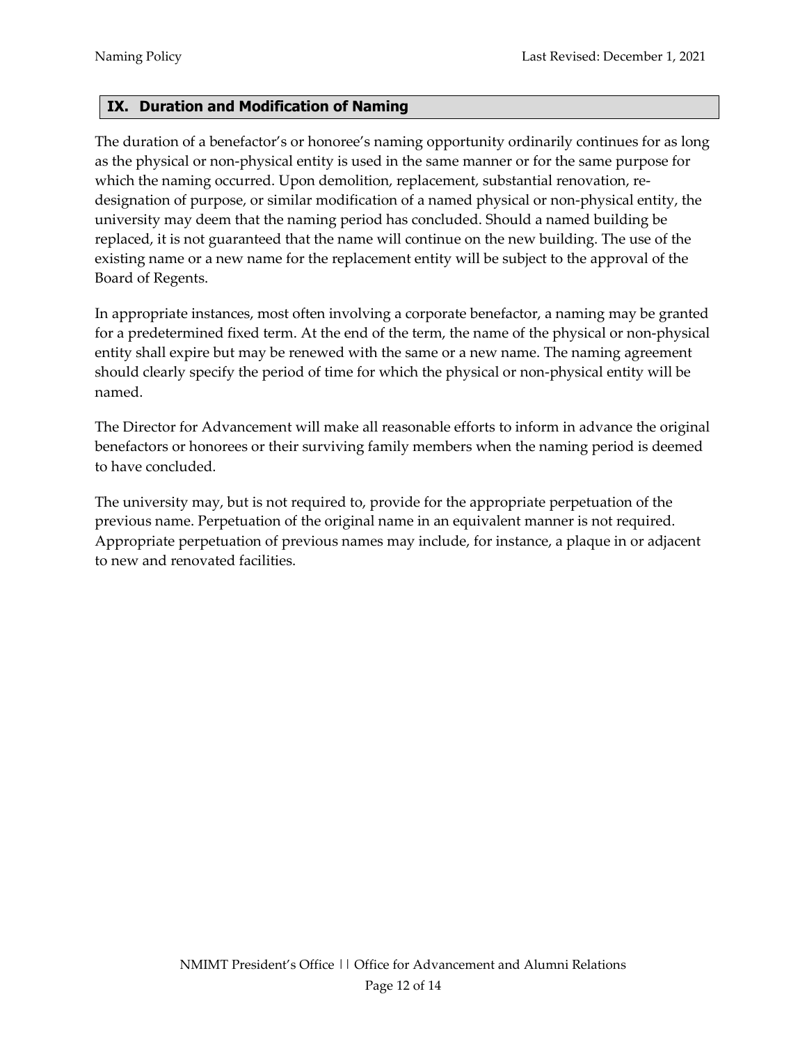## IX. Duration and Modification of Naming

The duration of a benefactor's or honoree's naming opportunity ordinarily continues for as long as the physical or non-physical entity is used in the same manner or for the same purpose for which the naming occurred. Upon demolition, replacement, substantial renovation, re-designation of purpose, or similar modification of a named physical or non-physical entity, the university may deem that the naming period has concluded. Should a named building be replaced, it is not guaranteed that the name will continue on the new building. The use of the existing name or a new name for the replacement entity will be subject to the approval of the Board of Regents.

In appropriate instances, most often involving a corporate benefactor, a naming may be granted for a predetermined fixed term. At the end of the term, the name of the physical or non-physical entity shall expire but may be renewed with the same or a new name. The naming agreement should clearly specify the period of time for which the physical or non-physical entity will be named.

The Director for Advancement will make all reasonable efforts to inform in advance the original benefactors or honorees or their surviving family members when the naming period is deemed to have concluded.

The university may, but is not required to, provide for the appropriate perpetuation of the previous name. Perpetuation of the original name in an equivalent manner is not required. Appropriate perpetuation of previous names may include, for instance, a plaque in or adjacent to new and renovated facilities.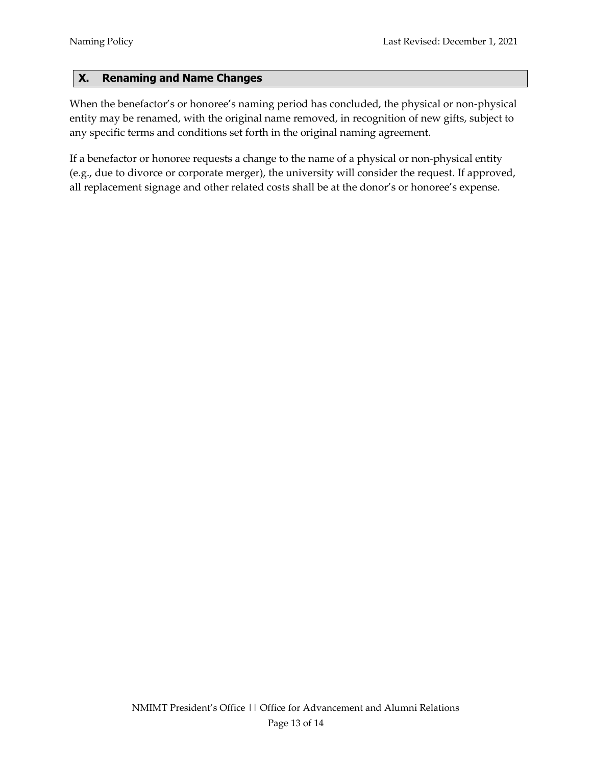## X. Renaming and Name Changes

When the benefactor's or honoree's naming period has concluded, the physical or non-physical entity may be renamed, with the original name removed, in recognition of new gifts, subject to any specific terms and conditions set forth in the original naming agreement.

If a benefactor or honoree requests a change to the name of a physical or non-physical entity (e.g., due to divorce or corporate merger), the university will consider the request. If approved, all replacement signage and other related costs shall be at the donor's or honoree's expense.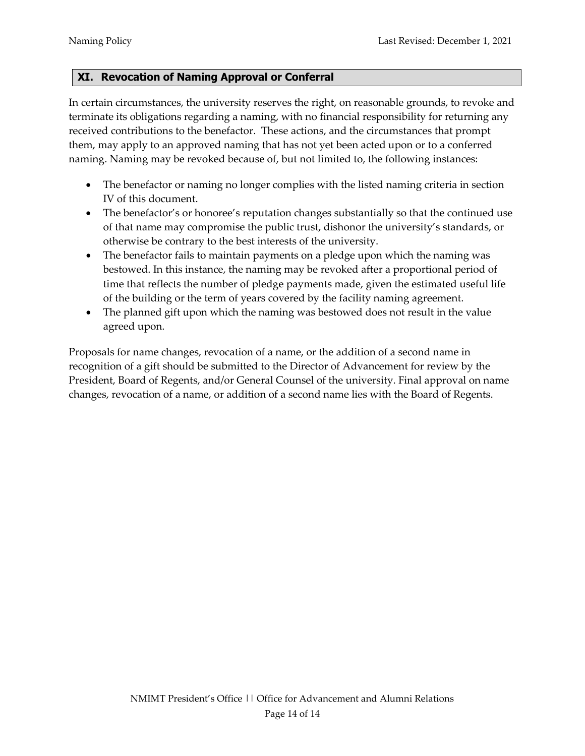## XI. Revocation of Naming Approval or Conferral

In certain circumstances, the university reserves the right, on reasonable grounds, to revoke and terminate its obligations regarding a naming, with no financial responsibility for returning any received contributions to the benefactor. These actions, and the circumstances that prompt them, may apply to an approved naming that has not yet been acted upon or to a conferred naming. Naming may be revoked because of, but not limited to, the following instances:

- The benefactor or naming no longer complies with the listed naming criteria in section IV of this document.
- The benefactor's or honoree's reputation changes substantially so that the continued use of that name may compromise the public trust, dishonor the university's standards, or otherwise be contrary to the best interests of the university.
- The benefactor fails to maintain payments on a pledge upon which the naming was bestowed. In this instance, the naming may be revoked after a proportional period of time that reflects the number of pledge payments made, given the estimated useful life of the building or the term of years covered by the facility naming agreement.
- The planned gift upon which the naming was bestowed does not result in the value agreed upon.

Proposals for name changes, revocation of a name, or the addition of a second name in recognition of a gift should be submitted to the Director of Advancement for review by the President, Board of Regents, and/or General Counsel of the university. Final approval on name changes, revocation of a name, or addition of a second name lies with the Board of Regents.